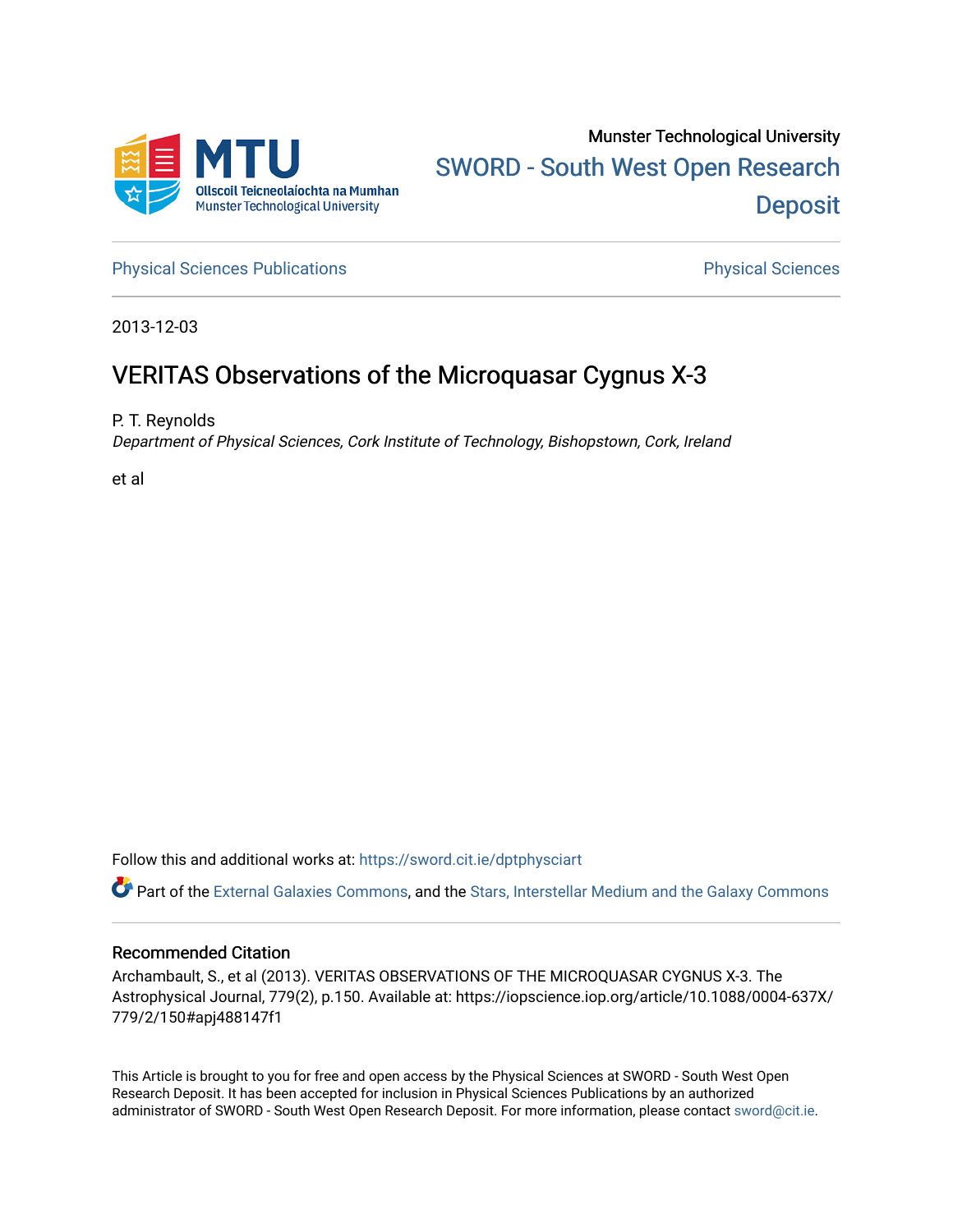Munster Technological University

SWORD - South West Open Research Deposit

Physical Sciences Publications

Physical Sciences

2013-12-03

# VERITAS Observations of the Microquasar Cygnus X-3

P. T. Reynolds

*Department of Physical Sciences, Cork Institute of Technology, Bishopstown, Cork, Ireland*

et al

Follow this and additional works at: https://sword.cit.ie/dptphysciart

Part of the External Galaxies Commons, and the Stars, Interstellar Medium and the Galaxy Commons

## Recommended Citation

Archambault, S., et al (2013). VERITAS OBSERVATIONS OF THE MICROQUASAR CYGNUS X-3. The Astrophysical Journal, 779(2), p.150. Available at: https://iopscience.iop.org/article/10.1088/0004-637X/779/2/150#apj488147f1

This Article is brought to you for free and open access by the Physical Sciences at SWORD - South West Open Research Deposit. It has been accepted for inclusion in Physical Sciences Publications by an authorized administrator of SWORD - South West Open Research Deposit. For more information, please contact sword@cit.ie.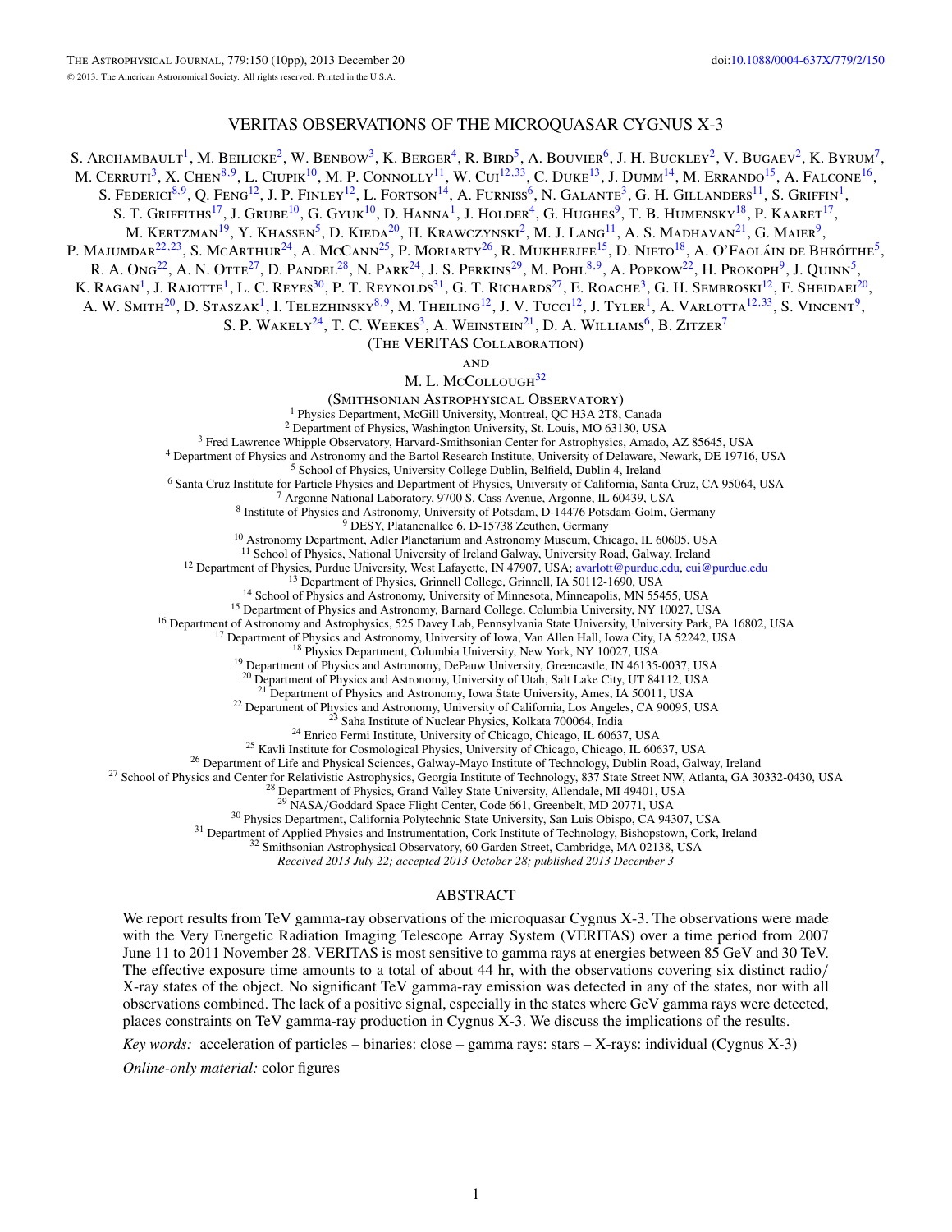# VERITAS OBSERVATIONS OF THE MICROQUASAR CYGNUS X-3

S. Archambault[1], M. Beilicke[2], W. Benbow[3], K. Berger[4], R. Bird[5], A. Bouvier[6], J. H. Buckley[2], V. Bugaev[2], K. Byrum[7], M. Cerruti[3], X. Chen[8,9], L. Ciupik[10], M. P. Connolly[11], W. Cui[12,33], C. Duke[13], J. Dumm[14], M. Errando[15], A. Falcone[16], S. Federici[8,9], Q. Feng[12], J. P. Finley[12], L. Fortson[14], A. Furniss[6], N. Galante[3], G. H. Gillanders[11], S. Griffin[1], S. T. Griffiths[17], J. Grube[10], G. Gyuk[10], D. Hanna[1], J. Holder[4], G. Hughes[9], T. B. Humensky[18], P. Kaaret[17], M. Kertzman[19], Y. Khassen[5], D. Kieda[20], H. Krawczynski[2], M. J. Lang[11], A. S. Madhavan[21], G. Maier[9], P. Majumdar[22,23], S. McArthur[24], A. McCann[25], P. Moriarty[26], R. Mukherjee[15], D. Nieto[18], A. O'Faoláin de Bhróithe[5], R. A. Ong[22], A. N. Otte[27], D. Pandel[28], N. Park[24], J. S. Perkins[29], M. Pohl[8,9], A. Popkow[22], H. Prokoph[9], J. Quinn[5], K. Ragan[1], J. Rajotte[1], L. C. Reyes[30], P. T. Reynolds[31], G. T. Richards[27], E. Roache[3], G. H. Sembroski[12], F. Sheidaei[20], A. W. Smith[20], D. Staszak[1], I. Telezhinsky[8,9], M. Theiling[12], J. V. Tucci[12], J. Tyler[1], A. Varlotta[12,33], S. Vincent[9], S. P. Wakely[24], T. C. Weekes[3], A. Weinstein[21], D. A. Williams[6], B. Zitzer[7]

(The VERITAS Collaboration)

and

M. L. McCollough[32]

(Smithsonian Astrophysical Observatory)

[1] Physics Department, McGill University, Montreal, QC H3A 2T8, Canada
[2] Department of Physics, Washington University, St. Louis, MO 63130, USA
[3] Fred Lawrence Whipple Observatory, Harvard-Smithsonian Center for Astrophysics, Amado, AZ 85645, USA
[4] Department of Physics and Astronomy and the Bartol Research Institute, University of Delaware, Newark, DE 19716, USA
[5] School of Physics, University College Dublin, Belfield, Dublin 4, Ireland
[6] Santa Cruz Institute for Particle Physics and Department of Physics, University of California, Santa Cruz, CA 95064, USA
[7] Argonne National Laboratory, 9700 S. Cass Avenue, Argonne, IL 60439, USA
[8] Institute of Physics and Astronomy, University of Potsdam, D-14476 Potsdam-Golm, Germany
[9] DESY, Platanenallee 6, D-15738 Zeuthen, Germany
[10] Astronomy Department, Adler Planetarium and Astronomy Museum, Chicago, IL 60605, USA
[11] School of Physics, National University of Ireland Galway, University Road, Galway, Ireland
[12] Department of Physics, Purdue University, West Lafayette, IN 47907, USA; avarlott@purdue.edu, cui@purdue.edu
[13] Department of Physics, Grinnell College, Grinnell, IA 50112-1690, USA
[14] School of Physics and Astronomy, University of Minnesota, Minneapolis, MN 55455, USA
[15] Department of Physics and Astronomy, Barnard College, Columbia University, NY 10027, USA
[16] Department of Astronomy and Astrophysics, 525 Davey Lab, Pennsylvania State University, University Park, PA 16802, USA
[17] Department of Physics and Astronomy, University of Iowa, Van Allen Hall, Iowa City, IA 52242, USA
[18] Physics Department, Columbia University, New York, NY 10027, USA
[19] Department of Physics and Astronomy, DePauw University, Greencastle, IN 46135-0037, USA
[20] Department of Physics and Astronomy, University of Utah, Salt Lake City, UT 84112, USA
[21] Department of Physics and Astronomy, Iowa State University, Ames, IA 50011, USA
[22] Department of Physics and Astronomy, University of California, Los Angeles, CA 90095, USA
[23] Saha Institute of Nuclear Physics, Kolkata 700064, India
[24] Enrico Fermi Institute, University of Chicago, Chicago, IL 60637, USA
[25] Kavli Institute for Cosmological Physics, University of Chicago, Chicago, IL 60637, USA
[26] Department of Life and Physical Sciences, Galway-Mayo Institute of Technology, Dublin Road, Galway, Ireland
[27] School of Physics and Center for Relativistic Astrophysics, Georgia Institute of Technology, 837 State Street NW, Atlanta, GA 30332-0430, USA
[28] Department of Physics, Grand Valley State University, Allendale, MI 49401, USA
[29] NASA/Goddard Space Flight Center, Code 661, Greenbelt, MD 20771, USA
[30] Physics Department, California Polytechnic State University, San Luis Obispo, CA 94307, USA
[31] Department of Applied Physics and Instrumentation, Cork Institute of Technology, Bishopstown, Cork, Ireland
[32] Smithsonian Astrophysical Observatory, 60 Garden Street, Cambridge, MA 02138, USA

*Received 2013 July 22; accepted 2013 October 28; published 2013 December 3*

## ABSTRACT

We report results from TeV gamma-ray observations of the microquasar Cygnus X-3. The observations were made with the Very Energetic Radiation Imaging Telescope Array System (VERITAS) over a time period from 2007 June 11 to 2011 November 28. VERITAS is most sensitive to gamma rays at energies between 85 GeV and 30 TeV. The effective exposure time amounts to a total of about 44 hr, with the observations covering six distinct radio/X-ray states of the object. No significant TeV gamma-ray emission was detected in any of the states, nor with all observations combined. The lack of a positive signal, especially in the states where GeV gamma rays were detected, places constraints on TeV gamma-ray production in Cygnus X-3. We discuss the implications of the results.

*Key words:* acceleration of particles – binaries: close – gamma rays: stars – X-rays: individual (Cygnus X-3)

*Online-only material:* color figures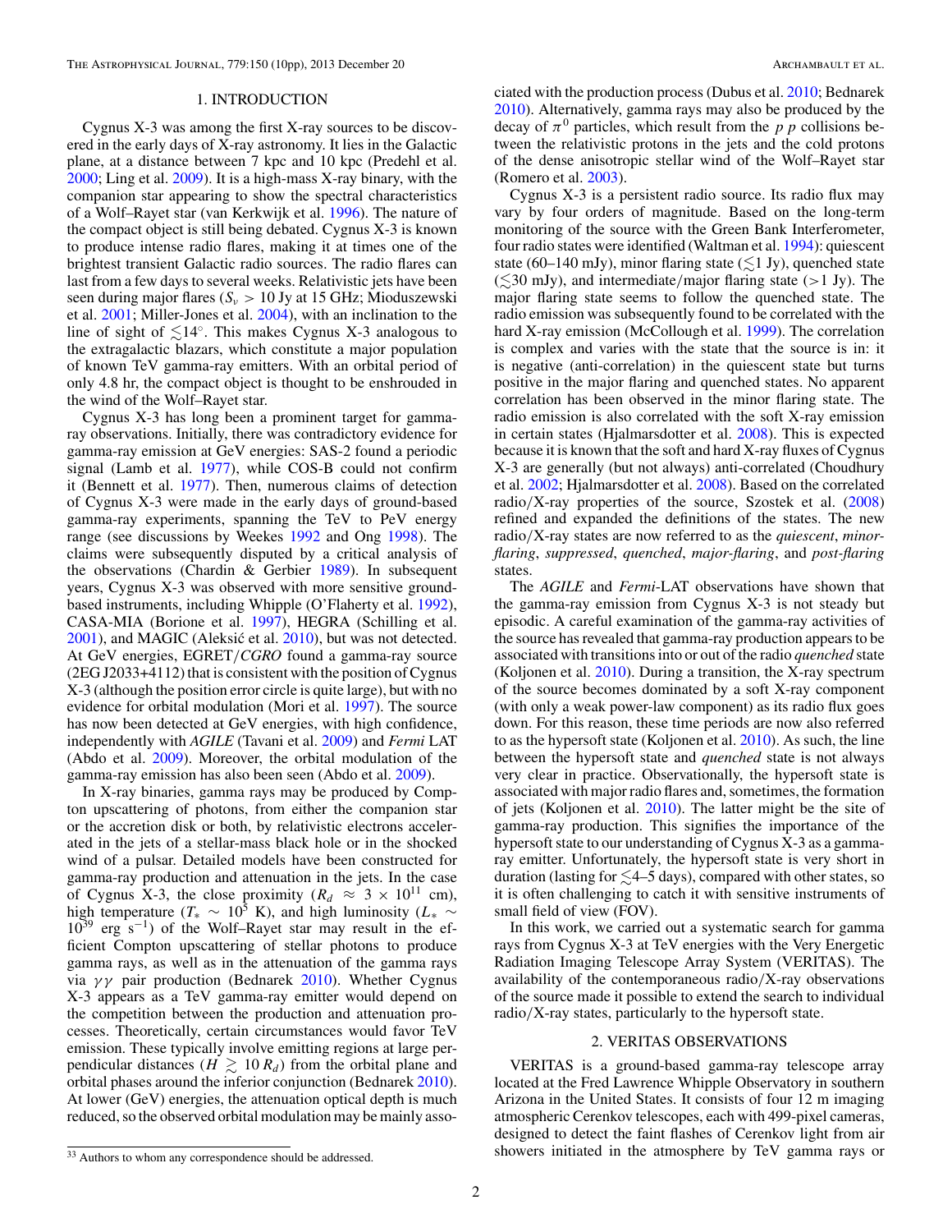## 1. INTRODUCTION

Cygnus X-3 was among the first X-ray sources to be discovered in the early days of X-ray astronomy. It lies in the Galactic plane, at a distance between 7 kpc and 10 kpc (Predehl et al. 2000; Ling et al. 2009). It is a high-mass X-ray binary, with the companion star appearing to show the spectral characteristics of a Wolf–Rayet star (van Kerkwijk et al. 1996). The nature of the compact object is still being debated. Cygnus X-3 is known to produce intense radio flares, making it at times one of the brightest transient Galactic radio sources. The radio flares can last from a few days to several weeks. Relativistic jets have been seen during major flares ($S_\nu > 10$ Jy at 15 GHz; Mioduszewski et al. 2001; Miller-Jones et al. 2004), with an inclination to the line of sight of $\lesssim 14°$. This makes Cygnus X-3 analogous to the extragalactic blazars, which constitute a major population of known TeV gamma-ray emitters. With an orbital period of only 4.8 hr, the compact object is thought to be enshrouded in the wind of the Wolf–Rayet star.

Cygnus X-3 has long been a prominent target for gamma-ray observations. Initially, there was contradictory evidence for gamma-ray emission at GeV energies: SAS-2 found a periodic signal (Lamb et al. 1977), while COS-B could not confirm it (Bennett et al. 1977). Then, numerous claims of detection of Cygnus X-3 were made in the early days of ground-based gamma-ray experiments, spanning the TeV to PeV energy range (see discussions by Weekes 1992 and Ong 1998). The claims were subsequently disputed by a critical analysis of the observations (Chardin & Gerbier 1989). In subsequent years, Cygnus X-3 was observed with more sensitive ground-based instruments, including Whipple (O'Flaherty et al. 1992), CASA-MIA (Borione et al. 1997), HEGRA (Schilling et al. 2001), and MAGIC (Aleksić et al. 2010), but was not detected. At GeV energies, EGRET/*CGRO* found a gamma-ray source (2EG J2033+4112) that is consistent with the position of Cygnus X-3 (although the position error circle is quite large), but with no evidence for orbital modulation (Mori et al. 1997). The source has now been detected at GeV energies, with high confidence, independently with *AGILE* (Tavani et al. 2009) and *Fermi* LAT (Abdo et al. 2009). Moreover, the orbital modulation of the gamma-ray emission has also been seen (Abdo et al. 2009).

In X-ray binaries, gamma rays may be produced by Compton upscattering of photons, from either the companion star or the accretion disk or both, by relativistic electrons accelerated in the jets of a stellar-mass black hole or in the shocked wind of a pulsar. Detailed models have been constructed for gamma-ray production and attenuation in the jets. In the case of Cygnus X-3, the close proximity ($R_d \approx 3 \times 10^{11}$ cm), high temperature ($T_* \sim 10^5$ K), and high luminosity ($L_* \sim 10^{39}$ erg s$^{-1}$) of the Wolf–Rayet star may result in the efficient Compton upscattering of stellar photons to produce gamma rays, as well as in the attenuation of the gamma rays via $\gamma\gamma$ pair production (Bednarek 2010). Whether Cygnus X-3 appears as a TeV gamma-ray emitter would depend on the competition between the production and attenuation processes. Theoretically, certain circumstances would favor TeV emission. These typically involve emitting regions at large perpendicular distances ($H \gtrsim 10\,R_d$) from the orbital plane and orbital phases around the inferior conjunction (Bednarek 2010). At lower (GeV) energies, the attenuation optical depth is much reduced, so the observed orbital modulation may be mainly associated with the production process (Dubus et al. 2010; Bednarek 2010). Alternatively, gamma rays may also be produced by the decay of $\pi^0$ particles, which result from the $p\,p$ collisions between the relativistic protons in the jets and the cold protons of the dense anisotropic stellar wind of the Wolf–Rayet star (Romero et al. 2003).

Cygnus X-3 is a persistent radio source. Its radio flux may vary by four orders of magnitude. Based on the long-term monitoring of the source with the Green Bank Interferometer, four radio states were identified (Waltman et al. 1994): quiescent state (60–140 mJy), minor flaring state ($\lesssim 1$ Jy), quenched state ($\lesssim 30$ mJy), and intermediate/major flaring state ($>1$ Jy). The major flaring state seems to follow the quenched state. The radio emission was subsequently found to be correlated with the hard X-ray emission (McCollough et al. 1999). The correlation is complex and varies with the state that the source is in: it is negative (anti-correlation) in the quiescent state but turns positive in the major flaring and quenched states. No apparent correlation has been observed in the minor flaring state. The radio emission is also correlated with the soft X-ray emission in certain states (Hjalmarsdotter et al. 2008). This is expected because it is known that the soft and hard X-ray fluxes of Cygnus X-3 are generally (but not always) anti-correlated (Choudhury et al. 2002; Hjalmarsdotter et al. 2008). Based on the correlated radio/X-ray properties of the source, Szostek et al. (2008) refined and expanded the definitions of the states. The new radio/X-ray states are now referred to as the *quiescent*, *minor-flaring*, *suppressed*, *quenched*, *major-flaring*, and *post-flaring* states.

The *AGILE* and *Fermi*-LAT observations have shown that the gamma-ray emission from Cygnus X-3 is not steady but episodic. A careful examination of the gamma-ray activities of the source has revealed that gamma-ray production appears to be associated with transitions into or out of the radio *quenched* state (Koljonen et al. 2010). During a transition, the X-ray spectrum of the source becomes dominated by a soft X-ray component (with only a weak power-law component) as its radio flux goes down. For this reason, these time periods are now also referred to as the hypersoft state (Koljonen et al. 2010). As such, the line between the hypersoft state and *quenched* state is not always very clear in practice. Observationally, the hypersoft state is associated with major radio flares and, sometimes, the formation of jets (Koljonen et al. 2010). The latter might be the site of gamma-ray production. This signifies the importance of the hypersoft state to our understanding of Cygnus X-3 as a gamma-ray emitter. Unfortunately, the hypersoft state is very short in duration (lasting for $\lesssim$4–5 days), compared with other states, so it is often challenging to catch it with sensitive instruments of small field of view (FOV).

In this work, we carried out a systematic search for gamma rays from Cygnus X-3 at TeV energies with the Very Energetic Radiation Imaging Telescope Array System (VERITAS). The availability of the contemporaneous radio/X-ray observations of the source made it possible to extend the search to individual radio/X-ray states, particularly to the hypersoft state.

## 2. VERITAS OBSERVATIONS

VERITAS is a ground-based gamma-ray telescope array located at the Fred Lawrence Whipple Observatory in southern Arizona in the United States. It consists of four 12 m imaging atmospheric Cerenkov telescopes, each with 499-pixel cameras, designed to detect the faint flashes of Cerenkov light from air showers initiated in the atmosphere by TeV gamma rays or

[33] Authors to whom any correspondence should be addressed.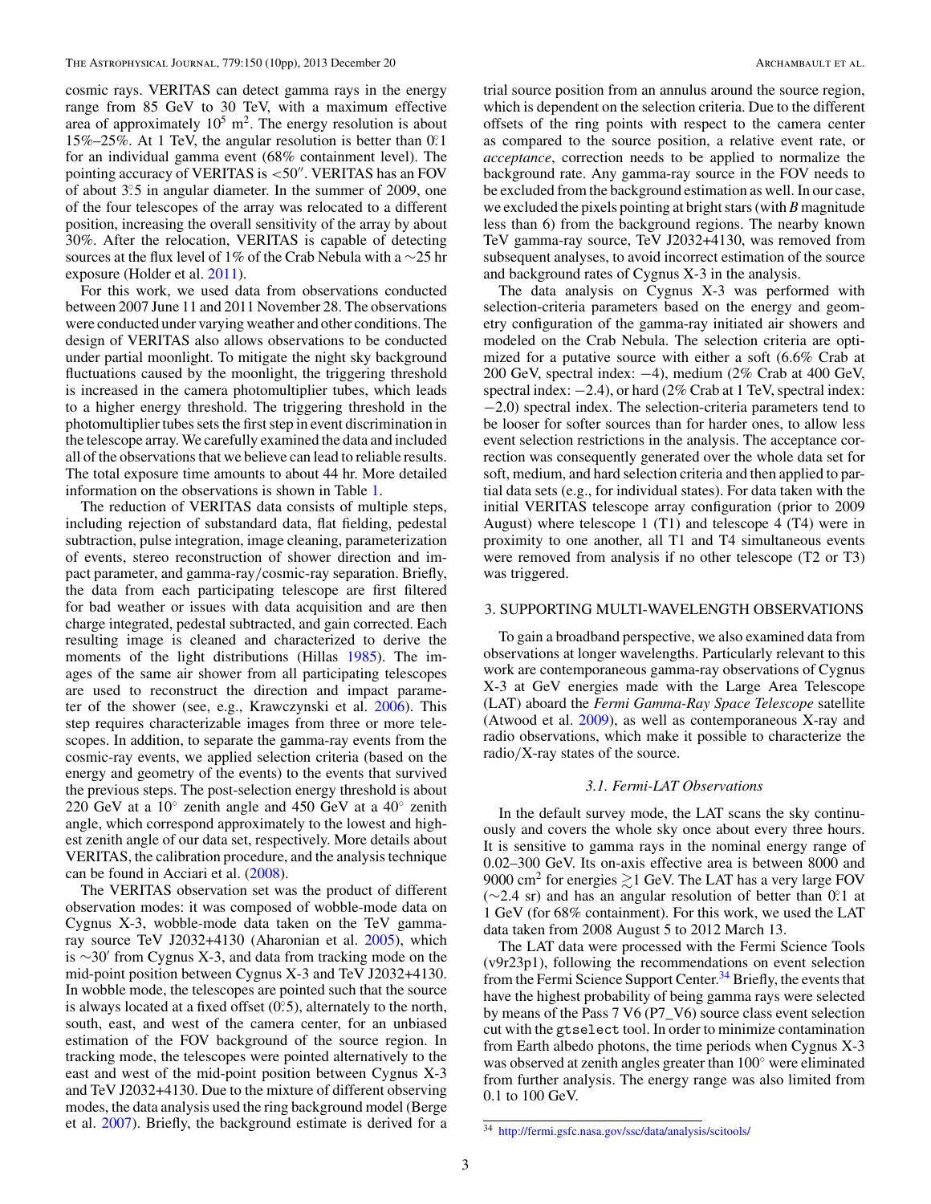cosmic rays. VERITAS can detect gamma rays in the energy range from 85 GeV to 30 TeV, with a maximum effective area of approximately $10^5$ m$^2$. The energy resolution is about 15%–25%. At 1 TeV, the angular resolution is better than 0$^\circ$.1 for an individual gamma event (68% containment level). The pointing accuracy of VERITAS is $<50''$. VERITAS has an FOV of about 3$^\circ$.5 in angular diameter. In the summer of 2009, one of the four telescopes of the array was relocated to a different position, increasing the overall sensitivity of the array by about 30%. After the relocation, VERITAS is capable of detecting sources at the flux level of 1% of the Crab Nebula with a $\sim$25 hr exposure (Holder et al. 2011).

For this work, we used data from observations conducted between 2007 June 11 and 2011 November 28. The observations were conducted under varying weather and other conditions. The design of VERITAS also allows observations to be conducted under partial moonlight. To mitigate the night sky background fluctuations caused by the moonlight, the triggering threshold is increased in the camera photomultiplier tubes, which leads to a higher energy threshold. The triggering threshold in the photomultiplier tubes sets the first step in event discrimination in the telescope array. We carefully examined the data and included all of the observations that we believe can lead to reliable results. The total exposure time amounts to about 44 hr. More detailed information on the observations is shown in Table 1.

The reduction of VERITAS data consists of multiple steps, including rejection of substandard data, flat fielding, pedestal subtraction, pulse integration, image cleaning, parameterization of events, stereo reconstruction of shower direction and impact parameter, and gamma-ray/cosmic-ray separation. Briefly, the data from each participating telescope are first filtered for bad weather or issues with data acquisition and are then charge integrated, pedestal subtracted, and gain corrected. Each resulting image is cleaned and characterized to derive the moments of the light distributions (Hillas 1985). The images of the same air shower from all participating telescopes are used to reconstruct the direction and impact parameter of the shower (see, e.g., Krawczynski et al. 2006). This step requires characterizable images from three or more telescopes. In addition, to separate the gamma-ray events from the cosmic-ray events, we applied selection criteria (based on the energy and geometry of the events) to the events that survived the previous steps. The post-selection energy threshold is about 220 GeV at a 10$^\circ$ zenith angle and 450 GeV at a 40$^\circ$ zenith angle, which correspond approximately to the lowest and highest zenith angle of our data set, respectively. More details about VERITAS, the calibration procedure, and the analysis technique can be found in Acciari et al. (2008).

The VERITAS observation set was the product of different observation modes: it was composed of wobble-mode data on Cygnus X-3, wobble-mode data taken on the TeV gamma-ray source TeV J2032+4130 (Aharonian et al. 2005), which is $\sim$30$'$ from Cygnus X-3, and data from tracking mode on the mid-point position between Cygnus X-3 and TeV J2032+4130. In wobble mode, the telescopes are pointed such that the source is always located at a fixed offset (0$^\circ$.5), alternately to the north, south, east, and west of the camera center, for an unbiased estimation of the FOV background of the source region. In tracking mode, the telescopes were pointed alternatively to the east and west of the mid-point position between Cygnus X-3 and TeV J2032+4130. Due to the mixture of different observing modes, the data analysis used the ring background model (Berge et al. 2007). Briefly, the background estimate is derived for a trial source position from an annulus around the source region, which is dependent on the selection criteria. Due to the different offsets of the ring points with respect to the camera center as compared to the source position, a relative event rate, or *acceptance*, correction needs to be applied to normalize the background rate. Any gamma-ray source in the FOV needs to be excluded from the background estimation as well. In our case, we excluded the pixels pointing at bright stars (with *B* magnitude less than 6) from the background regions. The nearby known TeV gamma-ray source, TeV J2032+4130, was removed from subsequent analyses, to avoid incorrect estimation of the source and background rates of Cygnus X-3 in the analysis.

The data analysis on Cygnus X-3 was performed with selection-criteria parameters based on the energy and geometry configuration of the gamma-ray initiated air showers and modeled on the Crab Nebula. The selection criteria are optimized for a putative source with either a soft (6.6% Crab at 200 GeV, spectral index: $-4$), medium (2% Crab at 400 GeV, spectral index: $-2.4$), or hard (2% Crab at 1 TeV, spectral index: $-2.0$) spectral index. The selection-criteria parameters tend to be looser for softer sources than for harder ones, to allow less event selection restrictions in the analysis. The acceptance correction was consequently generated over the whole data set for soft, medium, and hard selection criteria and then applied to partial data sets (e.g., for individual states). For data taken with the initial VERITAS telescope array configuration (prior to 2009 August) where telescope 1 (T1) and telescope 4 (T4) were in proximity to one another, all T1 and T4 simultaneous events were removed from analysis if no other telescope (T2 or T3) was triggered.

## 3. SUPPORTING MULTI-WAVELENGTH OBSERVATIONS

To gain a broadband perspective, we also examined data from observations at longer wavelengths. Particularly relevant to this work are contemporaneous gamma-ray observations of Cygnus X-3 at GeV energies made with the Large Area Telescope (LAT) aboard the *Fermi Gamma-Ray Space Telescope* satellite (Atwood et al. 2009), as well as contemporaneous X-ray and radio observations, which make it possible to characterize the radio/X-ray states of the source.

### 3.1. Fermi-LAT Observations

In the default survey mode, the LAT scans the sky continuously and covers the whole sky once about every three hours. It is sensitive to gamma rays in the nominal energy range of 0.02–300 GeV. Its on-axis effective area is between 8000 and 9000 cm$^2$ for energies $\gtrsim$1 GeV. The LAT has a very large FOV ($\sim$2.4 sr) and has an angular resolution of better than 0$^\circ$.1 at 1 GeV (for 68% containment). For this work, we used the LAT data taken from 2008 August 5 to 2012 March 13.

The LAT data were processed with the Fermi Science Tools (v9r23p1), following the recommendations on event selection from the Fermi Science Support Center.[34] Briefly, the events that have the highest probability of being gamma rays were selected by means of the Pass 7 V6 (P7_V6) source class event selection cut with the `gtselect` tool. In order to minimize contamination from Earth albedo photons, the time periods when Cygnus X-3 was observed at zenith angles greater than 100$^\circ$ were eliminated from further analysis. The energy range was also limited from 0.1 to 100 GeV.

[34] http://fermi.gsfc.nasa.gov/ssc/data/analysis/scitools/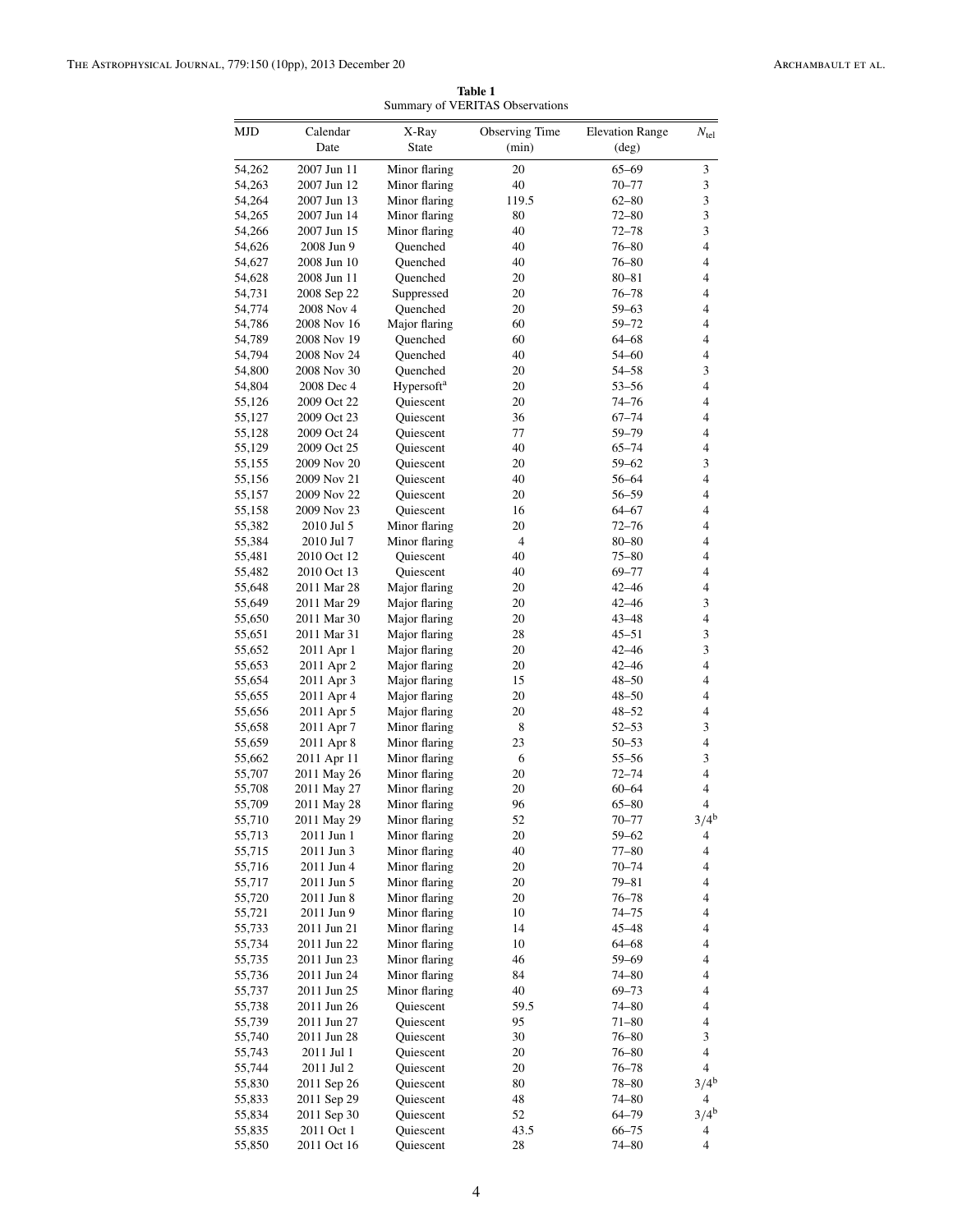**Table 1**
Summary of VERITAS Observations

| MJD | Calendar Date | X-Ray State | Observing Time (min) | Elevation Range (deg) | $N_{\mathrm{tel}}$ |
|---|---|---|---|---|---|
| 54,262 | 2007 Jun 11 | Minor flaring | 20 | 65–69 | 3 |
| 54,263 | 2007 Jun 12 | Minor flaring | 40 | 70–77 | 3 |
| 54,264 | 2007 Jun 13 | Minor flaring | 119.5 | 62–80 | 3 |
| 54,265 | 2007 Jun 14 | Minor flaring | 80 | 72–80 | 3 |
| 54,266 | 2007 Jun 15 | Minor flaring | 40 | 72–78 | 3 |
| 54,626 | 2008 Jun 9 | Quenched | 40 | 76–80 | 4 |
| 54,627 | 2008 Jun 10 | Quenched | 40 | 76–80 | 4 |
| 54,628 | 2008 Jun 11 | Quenched | 20 | 80–81 | 4 |
| 54,731 | 2008 Sep 22 | Suppressed | 20 | 76–78 | 4 |
| 54,774 | 2008 Nov 4 | Quenched | 20 | 59–63 | 4 |
| 54,786 | 2008 Nov 16 | Major flaring | 60 | 59–72 | 4 |
| 54,789 | 2008 Nov 19 | Quenched | 60 | 64–68 | 4 |
| 54,794 | 2008 Nov 24 | Quenched | 40 | 54–60 | 4 |
| 54,800 | 2008 Nov 30 | Quenched | 20 | 54–58 | 3 |
| 54,804 | 2008 Dec 4 | Hypersoft[a] | 20 | 53–56 | 4 |
| 55,126 | 2009 Oct 22 | Quiescent | 20 | 74–76 | 4 |
| 55,127 | 2009 Oct 23 | Quiescent | 36 | 67–74 | 4 |
| 55,128 | 2009 Oct 24 | Quiescent | 77 | 59–79 | 4 |
| 55,129 | 2009 Oct 25 | Quiescent | 40 | 65–74 | 4 |
| 55,155 | 2009 Nov 20 | Quiescent | 20 | 59–62 | 3 |
| 55,156 | 2009 Nov 21 | Quiescent | 40 | 56–64 | 4 |
| 55,157 | 2009 Nov 22 | Quiescent | 20 | 56–59 | 4 |
| 55,158 | 2009 Nov 23 | Quiescent | 16 | 64–67 | 4 |
| 55,382 | 2010 Jul 5 | Minor flaring | 20 | 72–76 | 4 |
| 55,384 | 2010 Jul 7 | Minor flaring | 4 | 80–80 | 4 |
| 55,481 | 2010 Oct 12 | Quiescent | 40 | 75–80 | 4 |
| 55,482 | 2010 Oct 13 | Quiescent | 40 | 69–77 | 4 |
| 55,648 | 2011 Mar 28 | Major flaring | 20 | 42–46 | 4 |
| 55,649 | 2011 Mar 29 | Major flaring | 20 | 42–46 | 3 |
| 55,650 | 2011 Mar 30 | Major flaring | 20 | 43–48 | 4 |
| 55,651 | 2011 Mar 31 | Major flaring | 28 | 45–51 | 3 |
| 55,652 | 2011 Apr 1 | Major flaring | 20 | 42–46 | 3 |
| 55,653 | 2011 Apr 2 | Major flaring | 20 | 42–46 | 4 |
| 55,654 | 2011 Apr 3 | Major flaring | 15 | 48–50 | 4 |
| 55,655 | 2011 Apr 4 | Major flaring | 20 | 48–50 | 4 |
| 55,656 | 2011 Apr 5 | Major flaring | 20 | 48–52 | 4 |
| 55,658 | 2011 Apr 7 | Minor flaring | 8 | 52–53 | 3 |
| 55,659 | 2011 Apr 8 | Minor flaring | 23 | 50–53 | 4 |
| 55,662 | 2011 Apr 11 | Minor flaring | 6 | 55–56 | 3 |
| 55,707 | 2011 May 26 | Minor flaring | 20 | 72–74 | 4 |
| 55,708 | 2011 May 27 | Minor flaring | 20 | 60–64 | 4 |
| 55,709 | 2011 May 28 | Minor flaring | 96 | 65–80 | 4 |
| 55,710 | 2011 May 29 | Minor flaring | 52 | 70–77 | 3/4[b] |
| 55,713 | 2011 Jun 1 | Minor flaring | 20 | 59–62 | 4 |
| 55,715 | 2011 Jun 3 | Minor flaring | 40 | 77–80 | 4 |
| 55,716 | 2011 Jun 4 | Minor flaring | 20 | 70–74 | 4 |
| 55,717 | 2011 Jun 5 | Minor flaring | 20 | 79–81 | 4 |
| 55,720 | 2011 Jun 8 | Minor flaring | 20 | 76–78 | 4 |
| 55,721 | 2011 Jun 9 | Minor flaring | 10 | 74–75 | 4 |
| 55,733 | 2011 Jun 21 | Minor flaring | 14 | 45–48 | 4 |
| 55,734 | 2011 Jun 22 | Minor flaring | 10 | 64–68 | 4 |
| 55,735 | 2011 Jun 23 | Minor flaring | 46 | 59–69 | 4 |
| 55,736 | 2011 Jun 24 | Minor flaring | 84 | 74–80 | 4 |
| 55,737 | 2011 Jun 25 | Minor flaring | 40 | 69–73 | 4 |
| 55,738 | 2011 Jun 26 | Quiescent | 59.5 | 74–80 | 4 |
| 55,739 | 2011 Jun 27 | Quiescent | 95 | 71–80 | 4 |
| 55,740 | 2011 Jun 28 | Quiescent | 30 | 76–80 | 3 |
| 55,743 | 2011 Jul 1 | Quiescent | 20 | 76–80 | 4 |
| 55,744 | 2011 Jul 2 | Quiescent | 20 | 76–78 | 4 |
| 55,830 | 2011 Sep 26 | Quiescent | 80 | 78–80 | 3/4[b] |
| 55,833 | 2011 Sep 29 | Quiescent | 48 | 74–80 | 4 |
| 55,834 | 2011 Sep 30 | Quiescent | 52 | 64–79 | 3/4[b] |
| 55,835 | 2011 Oct 1 | Quiescent | 43.5 | 66–75 | 4 |
| 55,850 | 2011 Oct 16 | Quiescent | 28 | 74–80 | 4 |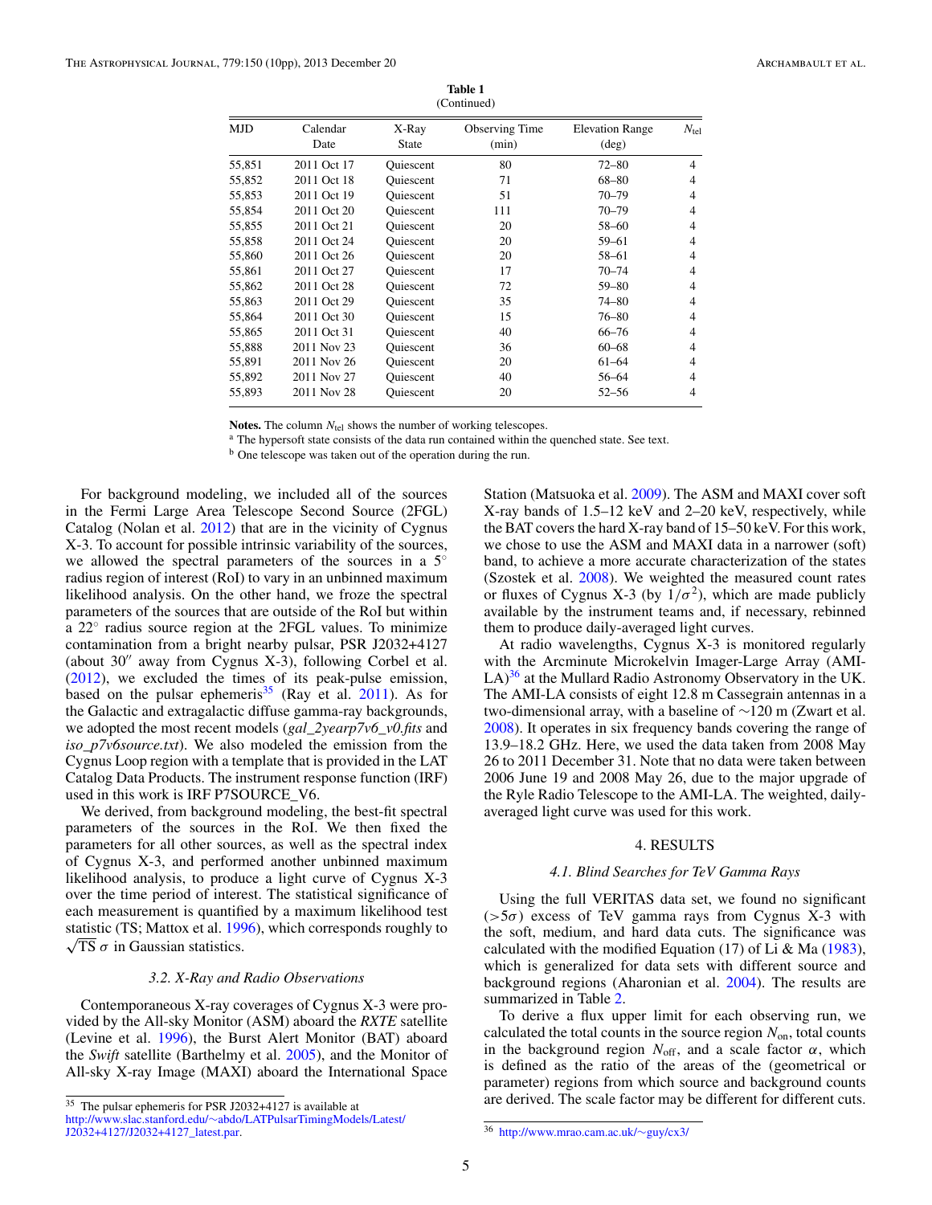**Table 1**
(Continued)

| MJD | Calendar Date | X-Ray State | Observing Time (min) | Elevation Range (deg) | $N_{\rm tel}$ |
|---|---|---|---|---|---|
| 55,851 | 2011 Oct 17 | Quiescent | 80 | 72–80 | 4 |
| 55,852 | 2011 Oct 18 | Quiescent | 71 | 68–80 | 4 |
| 55,853 | 2011 Oct 19 | Quiescent | 51 | 70–79 | 4 |
| 55,854 | 2011 Oct 20 | Quiescent | 111 | 70–79 | 4 |
| 55,855 | 2011 Oct 21 | Quiescent | 20 | 58–60 | 4 |
| 55,858 | 2011 Oct 24 | Quiescent | 20 | 59–61 | 4 |
| 55,860 | 2011 Oct 26 | Quiescent | 20 | 58–61 | 4 |
| 55,861 | 2011 Oct 27 | Quiescent | 17 | 70–74 | 4 |
| 55,862 | 2011 Oct 28 | Quiescent | 72 | 59–80 | 4 |
| 55,863 | 2011 Oct 29 | Quiescent | 35 | 74–80 | 4 |
| 55,864 | 2011 Oct 30 | Quiescent | 15 | 76–80 | 4 |
| 55,865 | 2011 Oct 31 | Quiescent | 40 | 66–76 | 4 |
| 55,888 | 2011 Nov 23 | Quiescent | 36 | 60–68 | 4 |
| 55,891 | 2011 Nov 26 | Quiescent | 20 | 61–64 | 4 |
| 55,892 | 2011 Nov 27 | Quiescent | 40 | 56–64 | 4 |
| 55,893 | 2011 Nov 28 | Quiescent | 20 | 52–56 | 4 |

**Notes.** The column $N_{\rm tel}$ shows the number of working telescopes.
[a] The hypersoft state consists of the data run contained within the quenched state. See text.
[b] One telescope was taken out of the operation during the run.

For background modeling, we included all of the sources in the Fermi Large Area Telescope Second Source (2FGL) Catalog (Nolan et al. 2012) that are in the vicinity of Cygnus X-3. To account for possible intrinsic variability of the sources, we allowed the spectral parameters of the sources in a 5° radius region of interest (RoI) to vary in an unbinned maximum likelihood analysis. On the other hand, we froze the spectral parameters of the sources that are outside of the RoI but within a 22° radius source region at the 2FGL values. To minimize contamination from a bright nearby pulsar, PSR J2032+4127 (about 30″ away from Cygnus X-3), following Corbel et al. (2012), we excluded the times of its peak-pulse emission, based on the pulsar ephemeris[35] (Ray et al. 2011). As for the Galactic and extragalactic diffuse gamma-ray backgrounds, we adopted the most recent models (*gal_2yearp7v6_v0.fits* and *iso_p7v6source.txt*). We also modeled the emission from the Cygnus Loop region with a template that is provided in the LAT Catalog Data Products. The instrument response function (IRF) used in this work is IRF P7SOURCE_V6.

We derived, from background modeling, the best-fit spectral parameters of the sources in the RoI. We then fixed the parameters for all other sources, as well as the spectral index of Cygnus X-3, and performed another unbinned maximum likelihood analysis, to produce a light curve of Cygnus X-3 over the time period of interest. The statistical significance of each measurement is quantified by a maximum likelihood test statistic (TS; Mattox et al. 1996), which corresponds roughly to $\sqrt{\rm TS}\ \sigma$ in Gaussian statistics.

### 3.2. X-Ray and Radio Observations

Contemporaneous X-ray coverages of Cygnus X-3 were provided by the All-sky Monitor (ASM) aboard the *RXTE* satellite (Levine et al. 1996), the Burst Alert Monitor (BAT) aboard the *Swift* satellite (Barthelmy et al. 2005), and the Monitor of All-sky X-ray Image (MAXI) aboard the International Space Station (Matsuoka et al. 2009). The ASM and MAXI cover soft X-ray bands of 1.5–12 keV and 2–20 keV, respectively, while the BAT covers the hard X-ray band of 15–50 keV. For this work, we chose to use the ASM and MAXI data in a narrower (soft) band, to achieve a more accurate characterization of the states (Szostek et al. 2008). We weighted the measured count rates or fluxes of Cygnus X-3 (by $1/\sigma^2$), which are made publicly available by the instrument teams and, if necessary, rebinned them to produce daily-averaged light curves.

At radio wavelengths, Cygnus X-3 is monitored regularly with the Arcminute Microkelvin Imager-Large Array (AMI-LA)[36] at the Mullard Radio Astronomy Observatory in the UK. The AMI-LA consists of eight 12.8 m Cassegrain antennas in a two-dimensional array, with a baseline of ∼120 m (Zwart et al. 2008). It operates in six frequency bands covering the range of 13.9–18.2 GHz. Here, we used the data taken from 2008 May 26 to 2011 December 31. Note that no data were taken between 2006 June 19 and 2008 May 26, due to the major upgrade of the Ryle Radio Telescope to the AMI-LA. The weighted, daily-averaged light curve was used for this work.

## 4. RESULTS

### 4.1. Blind Searches for TeV Gamma Rays

Using the full VERITAS data set, we found no significant ($>5\sigma$) excess of TeV gamma rays from Cygnus X-3 with the soft, medium, and hard data cuts. The significance was calculated with the modified Equation (17) of Li & Ma (1983), which is generalized for data sets with different source and background regions (Aharonian et al. 2004). The results are summarized in Table 2.

To derive a flux upper limit for each observing run, we calculated the total counts in the source region $N_{\rm on}$, total counts in the background region $N_{\rm off}$, and a scale factor $\alpha$, which is defined as the ratio of the areas of the (geometrical or parameter) regions from which source and background counts are derived. The scale factor may be different for different cuts.

[35] The pulsar ephemeris for PSR J2032+4127 is available at http://www.slac.stanford.edu/~abdo/LATPulsarTimingModels/Latest/J2032+4127/J2032+4127_latest.par.

[36] http://www.mrao.cam.ac.uk/~guy/cx3/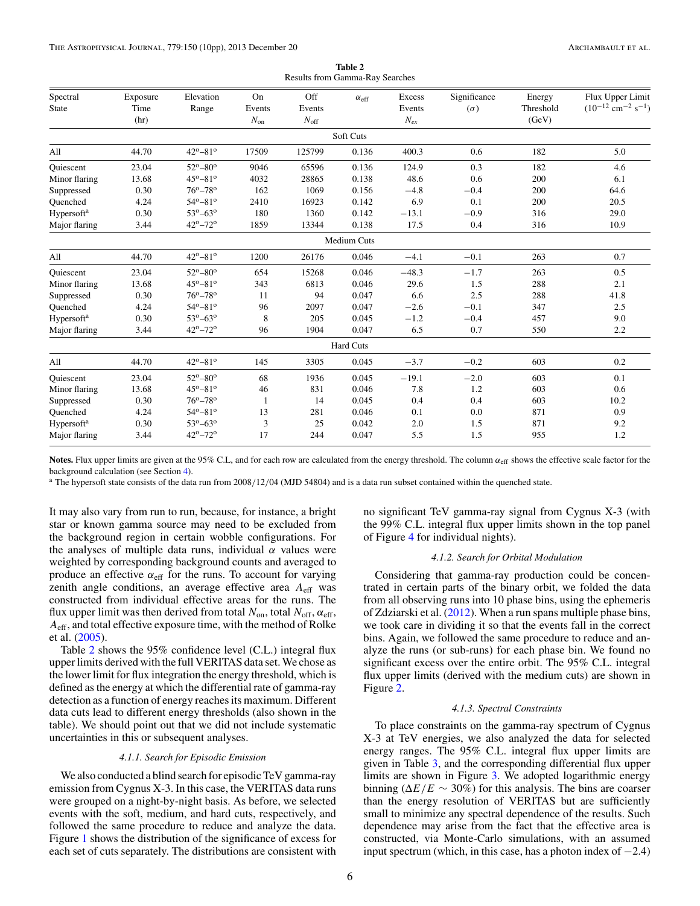**Table 2**
Results from Gamma-Ray Searches

| Spectral State | Exposure Time (hr) | Elevation Range | On Events $N_{\rm on}$ | Off Events $N_{\rm off}$ | $\alpha_{\rm eff}$ | Excess Events $N_{ex}$ | Significance ($\sigma$) | Energy Threshold (GeV) | Flux Upper Limit ($10^{-12}$ cm$^{-2}$ s$^{-1}$) |
|---|---|---|---|---|---|---|---|---|---|
| | | | | | Soft Cuts | | | | |
| All | 44.70 | 42°–81° | 17509 | 125799 | 0.136 | 400.3 | 0.6 | 182 | 5.0 |
| Quiescent | 23.04 | 52°–80° | 9046 | 65596 | 0.136 | 124.9 | 0.3 | 182 | 4.6 |
| Minor flaring | 13.68 | 45°–81° | 4032 | 28865 | 0.138 | 48.6 | 0.6 | 200 | 6.1 |
| Suppressed | 0.30 | 76°–78° | 162 | 1069 | 0.156 | −4.8 | −0.4 | 200 | 64.6 |
| Quenched | 4.24 | 54°–81° | 2410 | 16923 | 0.142 | 6.9 | 0.1 | 200 | 20.5 |
| Hypersoft[a] | 0.30 | 53°–63° | 180 | 1360 | 0.142 | −13.1 | −0.9 | 316 | 29.0 |
| Major flaring | 3.44 | 42°–72° | 1859 | 13344 | 0.138 | 17.5 | 0.4 | 316 | 10.9 |
| | | | | | Medium Cuts | | | | |
| All | 44.70 | 42°–81° | 1200 | 26176 | 0.046 | −4.1 | −0.1 | 263 | 0.7 |
| Quiescent | 23.04 | 52°–80° | 654 | 15268 | 0.046 | −48.3 | −1.7 | 263 | 0.5 |
| Minor flaring | 13.68 | 45°–81° | 343 | 6813 | 0.046 | 29.6 | 1.5 | 288 | 2.1 |
| Suppressed | 0.30 | 76°–78° | 11 | 94 | 0.047 | 6.6 | 2.5 | 288 | 41.8 |
| Quenched | 4.24 | 54°–81° | 96 | 2097 | 0.047 | −2.6 | −0.1 | 347 | 2.5 |
| Hypersoft[a] | 0.30 | 53°–63° | 8 | 205 | 0.045 | −1.2 | −0.4 | 457 | 9.0 |
| Major flaring | 3.44 | 42°–72° | 96 | 1904 | 0.047 | 6.5 | 0.7 | 550 | 2.2 |
| | | | | | Hard Cuts | | | | |
| All | 44.70 | 42°–81° | 145 | 3305 | 0.045 | −3.7 | −0.2 | 603 | 0.2 |
| Quiescent | 23.04 | 52°–80° | 68 | 1936 | 0.045 | −19.1 | −2.0 | 603 | 0.1 |
| Minor flaring | 13.68 | 45°–81° | 46 | 831 | 0.046 | 7.8 | 1.2 | 603 | 0.6 |
| Suppressed | 0.30 | 76°–78° | 1 | 14 | 0.045 | 0.4 | 0.4 | 603 | 10.2 |
| Quenched | 4.24 | 54°–81° | 13 | 281 | 0.046 | 0.1 | 0.0 | 871 | 0.9 |
| Hypersoft[a] | 0.30 | 53°–63° | 3 | 25 | 0.042 | 2.0 | 1.5 | 871 | 9.2 |
| Major flaring | 3.44 | 42°–72° | 17 | 244 | 0.047 | 5.5 | 1.5 | 955 | 1.2 |

**Notes.** Flux upper limits are given at the 95% C.L, and for each row are calculated from the energy threshold. The column $\alpha_{\rm eff}$ shows the effective scale factor for the background calculation (see Section 4).
[a] The hypersoft state consists of the data run from 2008/12/04 (MJD 54804) and is a data run subset contained within the quenched state.

It may also vary from run to run, because, for instance, a bright star or known gamma source may need to be excluded from the background region in certain wobble configurations. For the analyses of multiple data runs, individual $\alpha$ values were weighted by corresponding background counts and averaged to produce an effective $\alpha_{\rm eff}$ for the runs. To account for varying zenith angle conditions, an average effective area $A_{\rm eff}$ was constructed from individual effective areas for the runs. The flux upper limit was then derived from total $N_{\rm on}$, total $N_{\rm off}$, $\alpha_{\rm eff}$, $A_{\rm eff}$, and total effective exposure time, with the method of Rolke et al. (2005).

Table 2 shows the 95% confidence level (C.L.) integral flux upper limits derived with the full VERITAS data set. We chose as the lower limit for flux integration the energy threshold, which is defined as the energy at which the differential rate of gamma-ray detection as a function of energy reaches its maximum. Different data cuts lead to different energy thresholds (also shown in the table). We should point out that we did not include systematic uncertainties in this or subsequent analyses.

#### *4.1.1. Search for Episodic Emission*

We also conducted a blind search for episodic TeV gamma-ray emission from Cygnus X-3. In this case, the VERITAS data runs were grouped on a night-by-night basis. As before, we selected events with the soft, medium, and hard cuts, respectively, and followed the same procedure to reduce and analyze the data. Figure 1 shows the distribution of the significance of excess for each set of cuts separately. The distributions are consistent with no significant TeV gamma-ray signal from Cygnus X-3 (with the 99% C.L. integral flux upper limits shown in the top panel of Figure 4 for individual nights).

#### *4.1.2. Search for Orbital Modulation*

Considering that gamma-ray production could be concentrated in certain parts of the binary orbit, we folded the data from all observing runs into 10 phase bins, using the ephemeris of Zdziarski et al. (2012). When a run spans multiple phase bins, we took care in dividing it so that the events fall in the correct bins. Again, we followed the same procedure to reduce and analyze the runs (or sub-runs) for each phase bin. We found no significant excess over the entire orbit. The 95% C.L. integral flux upper limits (derived with the medium cuts) are shown in Figure 2.

#### *4.1.3. Spectral Constraints*

To place constraints on the gamma-ray spectrum of Cygnus X-3 at TeV energies, we also analyzed the data for selected energy ranges. The 95% C.L. integral flux upper limits are given in Table 3, and the corresponding differential flux upper limits are shown in Figure 3. We adopted logarithmic energy binning ($\Delta E/E \sim 30\%$) for this analysis. The bins are coarser than the energy resolution of VERITAS but are sufficiently small to minimize any spectral dependence of the results. Such dependence may arise from the fact that the effective area is constructed, via Monte-Carlo simulations, with an assumed input spectrum (which, in this case, has a photon index of $-2.4$)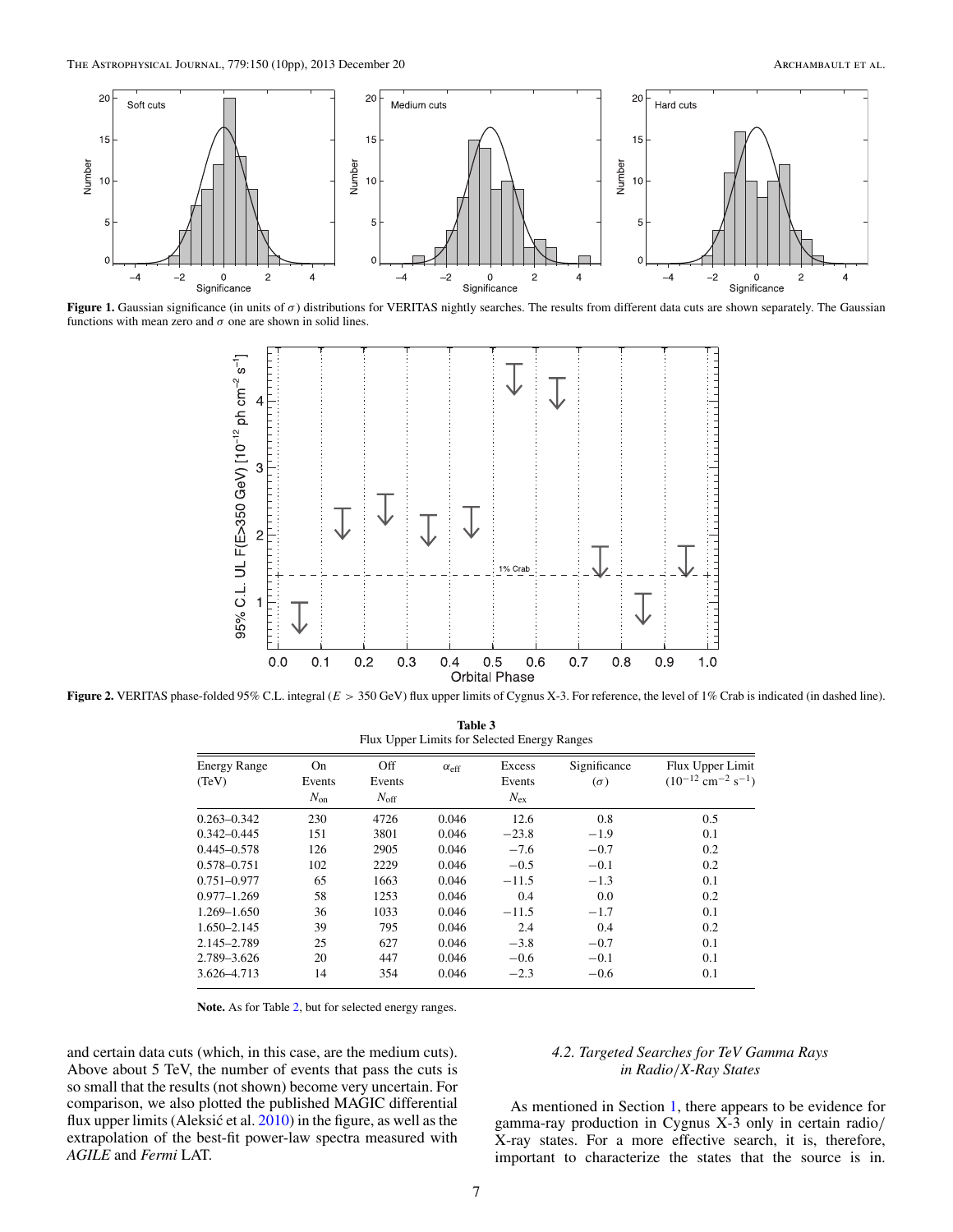**Figure 1.** Gaussian significance (in units of $\sigma$) distributions for VERITAS nightly searches. The results from different data cuts are shown separately. The Gaussian functions with mean zero and $\sigma$ one are shown in solid lines.

**Figure 2.** VERITAS phase-folded 95% C.L. integral ($E > 350$ GeV) flux upper limits of Cygnus X-3. For reference, the level of 1% Crab is indicated (in dashed line).

**Table 3**
Flux Upper Limits for Selected Energy Ranges

| Energy Range (TeV) | On Events $N_{\mathrm{on}}$ | Off Events $N_{\mathrm{off}}$ | $\alpha_{\mathrm{eff}}$ | Excess Events $N_{\mathrm{ex}}$ | Significance ($\sigma$) | Flux Upper Limit ($10^{-12}$ cm$^{-2}$ s$^{-1}$) |
|---|---|---|---|---|---|---|
| 0.263–0.342 | 230 | 4726 | 0.046 | 12.6 | 0.8 | 0.5 |
| 0.342–0.445 | 151 | 3801 | 0.046 | −23.8 | −1.9 | 0.1 |
| 0.445–0.578 | 126 | 2905 | 0.046 | −7.6 | −0.7 | 0.2 |
| 0.578–0.751 | 102 | 2229 | 0.046 | −0.5 | −0.1 | 0.2 |
| 0.751–0.977 | 65 | 1663 | 0.046 | −11.5 | −1.3 | 0.1 |
| 0.977–1.269 | 58 | 1253 | 0.046 | 0.4 | 0.0 | 0.2 |
| 1.269–1.650 | 36 | 1033 | 0.046 | −11.5 | −1.7 | 0.1 |
| 1.650–2.145 | 39 | 795 | 0.046 | 2.4 | 0.4 | 0.2 |
| 2.145–2.789 | 25 | 627 | 0.046 | −3.8 | −0.7 | 0.1 |
| 2.789–3.626 | 20 | 447 | 0.046 | −0.6 | −0.1 | 0.1 |
| 3.626–4.713 | 14 | 354 | 0.046 | −2.3 | −0.6 | 0.1 |

**Note.** As for Table 2, but for selected energy ranges.

and certain data cuts (which, in this case, are the medium cuts). Above about 5 TeV, the number of events that pass the cuts is so small that the results (not shown) become very uncertain. For comparison, we also plotted the published MAGIC differential flux upper limits (Aleksić et al. 2010) in the figure, as well as the extrapolation of the best-fit power-law spectra measured with *AGILE* and *Fermi* LAT.

### 4.2. Targeted Searches for TeV Gamma Rays in Radio/X-Ray States

As mentioned in Section 1, there appears to be evidence for gamma-ray production in Cygnus X-3 only in certain radio/X-ray states. For a more effective search, it is, therefore, important to characterize the states that the source is in.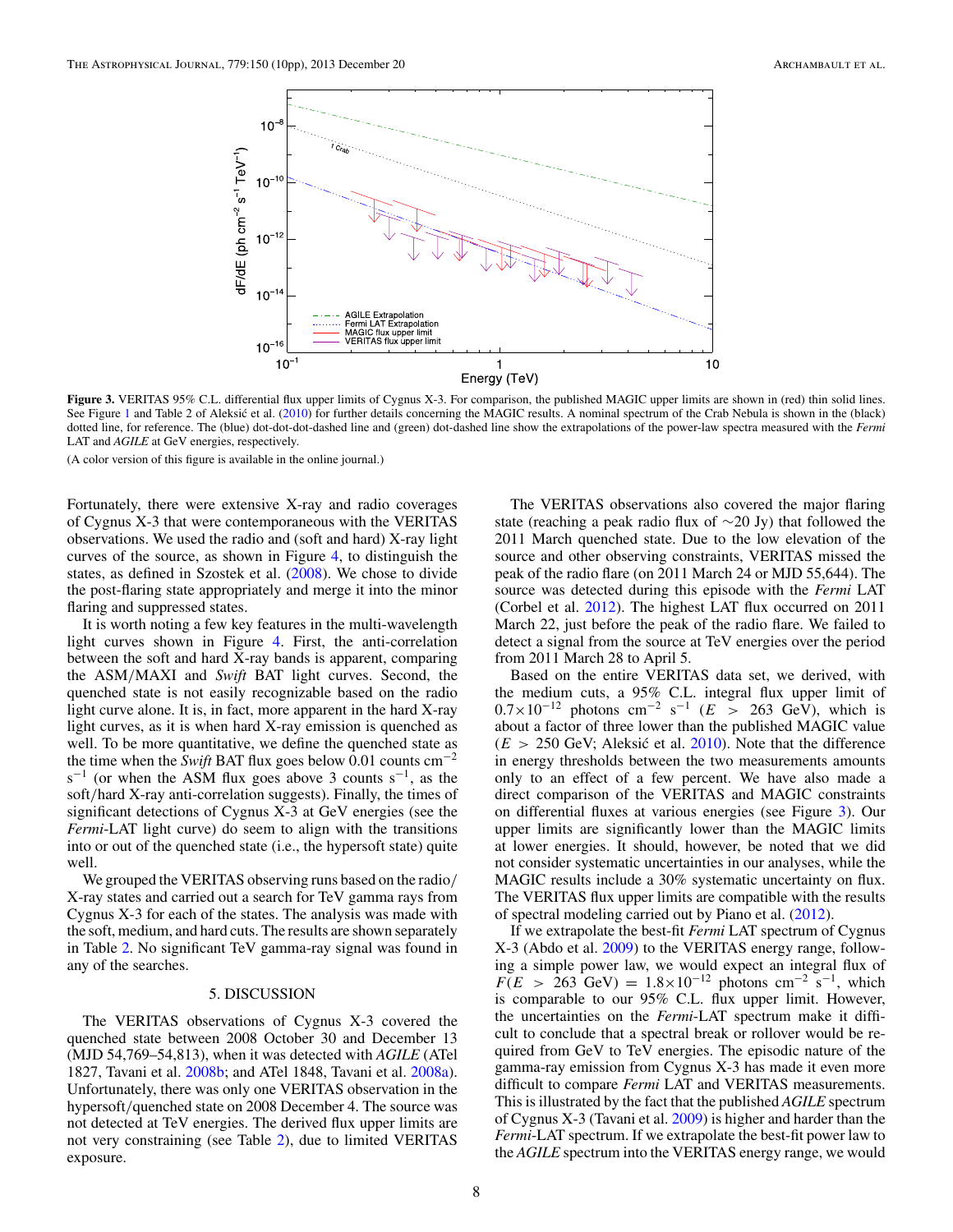**Figure 3.** VERITAS 95% C.L. differential flux upper limits of Cygnus X-3. For comparison, the published MAGIC upper limits are shown in (red) thin solid lines. See Figure 1 and Table 2 of Aleksić et al. (2010) for further details concerning the MAGIC results. A nominal spectrum of the Crab Nebula is shown in the (black) dotted line, for reference. The (blue) dot-dot-dot-dashed line and (green) dot-dashed line show the extrapolations of the power-law spectra measured with the *Fermi* LAT and *AGILE* at GeV energies, respectively.

(A color version of this figure is available in the online journal.)

Fortunately, there were extensive X-ray and radio coverages of Cygnus X-3 that were contemporaneous with the VERITAS observations. We used the radio and (soft and hard) X-ray light curves of the source, as shown in Figure 4, to distinguish the states, as defined in Szostek et al. (2008). We chose to divide the post-flaring state appropriately and merge it into the minor flaring and suppressed states.

It is worth noting a few key features in the multi-wavelength light curves shown in Figure 4. First, the anti-correlation between the soft and hard X-ray bands is apparent, comparing the ASM/MAXI and *Swift* BAT light curves. Second, the quenched state is not easily recognizable based on the radio light curve alone. It is, in fact, more apparent in the hard X-ray light curves, as it is when hard X-ray emission is quenched as well. To be more quantitative, we define the quenched state as the time when the *Swift* BAT flux goes below 0.01 counts $cm^{-2}$ $s^{-1}$ (or when the ASM flux goes above 3 counts $s^{-1}$, as the soft/hard X-ray anti-correlation suggests). Finally, the times of significant detections of Cygnus X-3 at GeV energies (see the *Fermi*-LAT light curve) do seem to align with the transitions into or out of the quenched state (i.e., the hypersoft state) quite well.

We grouped the VERITAS observing runs based on the radio/X-ray states and carried out a search for TeV gamma rays from Cygnus X-3 for each of the states. The analysis was made with the soft, medium, and hard cuts. The results are shown separately in Table 2. No significant TeV gamma-ray signal was found in any of the searches.

## 5. DISCUSSION

The VERITAS observations of Cygnus X-3 covered the quenched state between 2008 October 30 and December 13 (MJD 54,769–54,813), when it was detected with *AGILE* (ATel 1827, Tavani et al. 2008b; and ATel 1848, Tavani et al. 2008a). Unfortunately, there was only one VERITAS observation in the hypersoft/quenched state on 2008 December 4. The source was not detected at TeV energies. The derived flux upper limits are not very constraining (see Table 2), due to limited VERITAS exposure.

The VERITAS observations also covered the major flaring state (reaching a peak radio flux of ∼20 Jy) that followed the 2011 March quenched state. Due to the low elevation of the source and other observing constraints, VERITAS missed the peak of the radio flare (on 2011 March 24 or MJD 55,644). The source was detected during this episode with the *Fermi* LAT (Corbel et al. 2012). The highest LAT flux occurred on 2011 March 22, just before the peak of the radio flare. We failed to detect a signal from the source at TeV energies over the period from 2011 March 28 to April 5.

Based on the entire VERITAS data set, we derived, with the medium cuts, a 95% C.L. integral flux upper limit of $0.7\times10^{-12}$ photons $cm^{-2}$ $s^{-1}$ ($E > 263$ GeV), which is about a factor of three lower than the published MAGIC value ($E > 250$ GeV; Aleksić et al. 2010). Note that the difference in energy thresholds between the two measurements amounts only to an effect of a few percent. We have also made a direct comparison of the VERITAS and MAGIC constraints on differential fluxes at various energies (see Figure 3). Our upper limits are significantly lower than the MAGIC limits at lower energies. It should, however, be noted that we did not consider systematic uncertainties in our analyses, while the MAGIC results include a 30% systematic uncertainty on flux. The VERITAS flux upper limits are compatible with the results of spectral modeling carried out by Piano et al. (2012).

If we extrapolate the best-fit *Fermi* LAT spectrum of Cygnus X-3 (Abdo et al. 2009) to the VERITAS energy range, following a simple power law, we would expect an integral flux of $F(E > 263 \text{ GeV}) = 1.8\times10^{-12}$ photons $cm^{-2}$ $s^{-1}$, which is comparable to our 95% C.L. flux upper limit. However, the uncertainties on the *Fermi*-LAT spectrum make it difficult to conclude that a spectral break or rollover would be required from GeV to TeV energies. The episodic nature of the gamma-ray emission from Cygnus X-3 has made it even more difficult to compare *Fermi* LAT and VERITAS measurements. This is illustrated by the fact that the published *AGILE* spectrum of Cygnus X-3 (Tavani et al. 2009) is higher and harder than the *Fermi*-LAT spectrum. If we extrapolate the best-fit power law to the *AGILE* spectrum into the VERITAS energy range, we would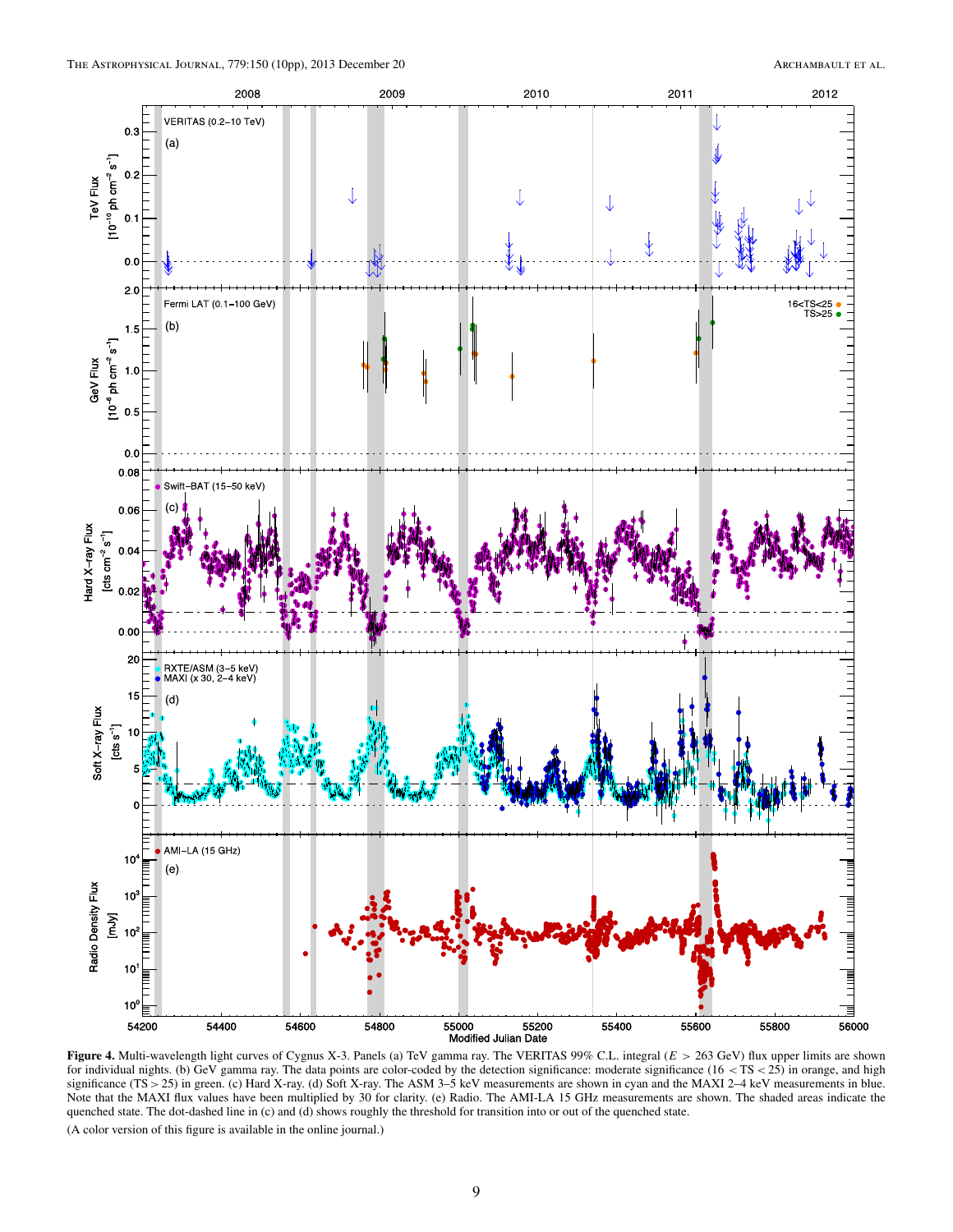**Figure 4.** Multi-wavelength light curves of Cygnus X-3. Panels (a) TeV gamma ray. The VERITAS 99% C.L. integral ($E > 263$ GeV) flux upper limits are shown for individual nights. (b) GeV gamma ray. The data points are color-coded by the detection significance: moderate significance ($16 < \mathrm{TS} < 25$) in orange, and high significance ($\mathrm{TS} > 25$) in green. (c) Hard X-ray. (d) Soft X-ray. The ASM 3–5 keV measurements are shown in cyan and the MAXI 2–4 keV measurements in blue. Note that the MAXI flux values have been multiplied by 30 for clarity. (e) Radio. The AMI-LA 15 GHz measurements are shown. The shaded areas indicate the quenched state. The dot-dashed line in (c) and (d) shows roughly the threshold for transition into or out of the quenched state.

(A color version of this figure is available in the online journal.)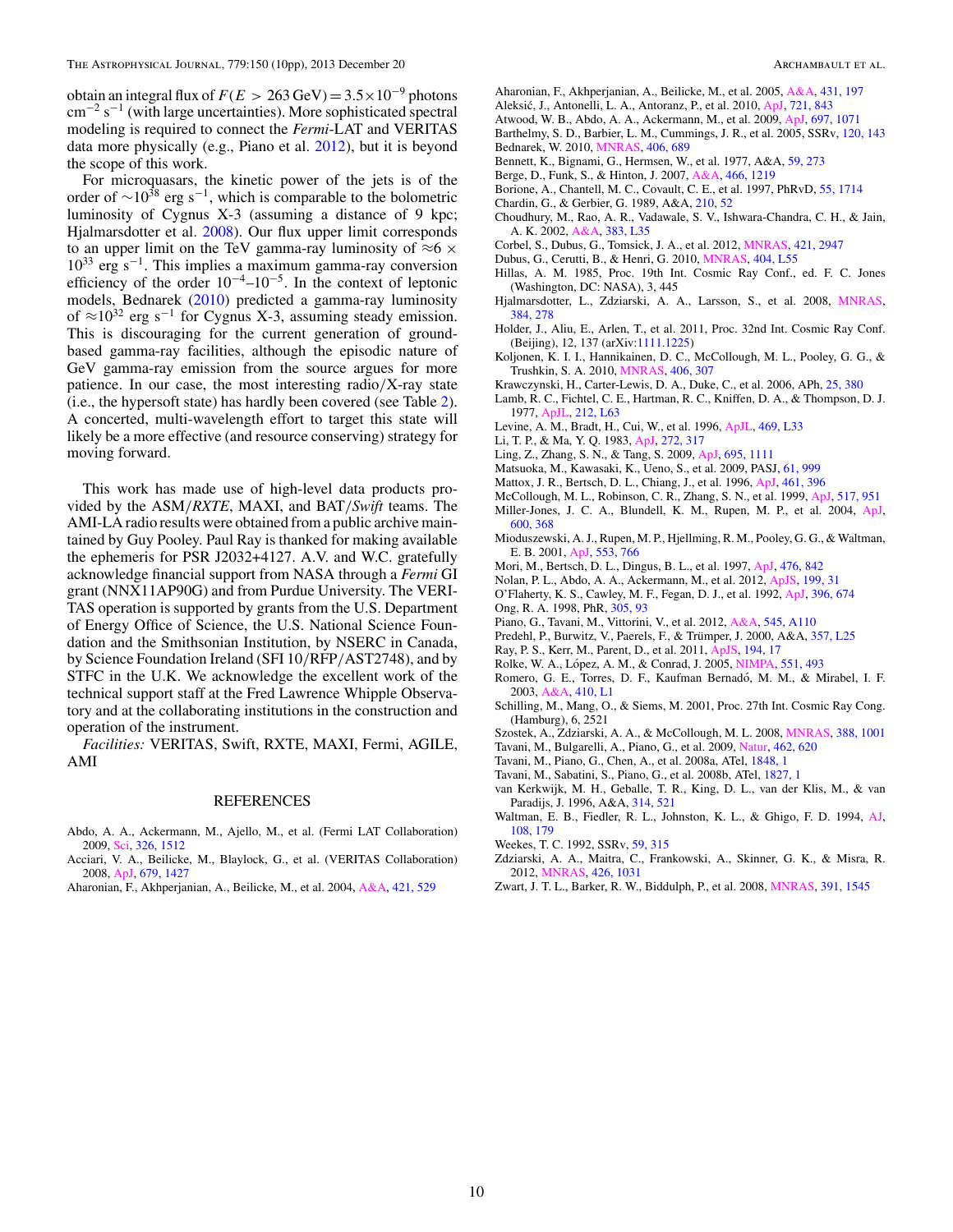obtain an integral flux of $F(E > 263\,\text{GeV}) = 3.5\times10^{-9}$ photons $\text{cm}^{-2}\,\text{s}^{-1}$ (with large uncertainties). More sophisticated spectral modeling is required to connect the *Fermi*-LAT and VERITAS data more physically (e.g., Piano et al. 2012), but it is beyond the scope of this work.

For microquasars, the kinetic power of the jets is of the order of $\sim 10^{38}$ erg $\text{s}^{-1}$, which is comparable to the bolometric luminosity of Cygnus X-3 (assuming a distance of 9 kpc; Hjalmarsdotter et al. 2008). Our flux upper limit corresponds to an upper limit on the TeV gamma-ray luminosity of $\approx 6 \times 10^{33}$ erg $\text{s}^{-1}$. This implies a maximum gamma-ray conversion efficiency of the order $10^{-4}$–$10^{-5}$. In the context of leptonic models, Bednarek (2010) predicted a gamma-ray luminosity of $\approx 10^{32}$ erg $\text{s}^{-1}$ for Cygnus X-3, assuming steady emission. This is discouraging for the current generation of ground-based gamma-ray facilities, although the episodic nature of GeV gamma-ray emission from the source argues for more patience. In our case, the most interesting radio/X-ray state (i.e., the hypersoft state) has hardly been covered (see Table 2). A concerted, multi-wavelength effort to target this state will likely be a more effective (and resource conserving) strategy for moving forward.

This work has made use of high-level data products provided by the ASM/*RXTE*, MAXI, and BAT/*Swift* teams. The AMI-LA radio results were obtained from a public archive maintained by Guy Pooley. Paul Ray is thanked for making available the ephemeris for PSR J2032+4127. A.V. and W.C. gratefully acknowledge financial support from NASA through a *Fermi* GI grant (NNX11AP90G) and from Purdue University. The VERITAS operation is supported by grants from the U.S. Department of Energy Office of Science, the U.S. National Science Foundation and the Smithsonian Institution, by NSERC in Canada, by Science Foundation Ireland (SFI 10/RFP/AST2748), and by STFC in the U.K. We acknowledge the excellent work of the technical support staff at the Fred Lawrence Whipple Observatory and at the collaborating institutions in the construction and operation of the instrument.

*Facilities:* VERITAS, Swift, RXTE, MAXI, Fermi, AGILE, AMI

## REFERENCES

Abdo, A. A., Ackermann, M., Ajello, M., et al. (Fermi LAT Collaboration) 2009, Sci, 326, 1512
Acciari, V. A., Beilicke, M., Blaylock, G., et al. (VERITAS Collaboration) 2008, ApJ, 679, 1427
Aharonian, F., Akhperjanian, A., Beilicke, M., et al. 2004, A&A, 421, 529
Aharonian, F., Akhperjanian, A., Beilicke, M., et al. 2005, A&A, 431, 197
Aleksić, J., Antonelli, L. A., Antoranz, P., et al. 2010, ApJ, 721, 843
Atwood, W. B., Abdo, A. A., Ackermann, M., et al. 2009, ApJ, 697, 1071
Barthelmy, S. D., Barbier, L. M., Cummings, J. R., et al. 2005, SSRv, 120, 143
Bednarek, W. 2010, MNRAS, 406, 689
Bennett, K., Bignami, G., Hermsen, W., et al. 1977, A&A, 59, 273
Berge, D., Funk, S., & Hinton, J. 2007, A&A, 466, 1219
Borione, A., Chantell, M. C., Covault, C. E., et al. 1997, PhRvD, 55, 1714
Chardin, G., & Gerbier, G. 1989, A&A, 210, 52
Choudhury, M., Rao, A. R., Vadawale, S. V., Ishwara-Chandra, C. H., & Jain, A. K. 2002, A&A, 383, L35
Corbel, S., Dubus, G., Tomsick, J. A., et al. 2012, MNRAS, 421, 2947
Dubus, G., Cerutti, B., & Henri, G. 2010, MNRAS, 404, L55
Hillas, A. M. 1985, Proc. 19th Int. Cosmic Ray Conf., ed. F. C. Jones (Washington, DC: NASA), 3, 445
Hjalmarsdotter, L., Zdziarski, A. A., Larsson, S., et al. 2008, MNRAS, 384, 278
Holder, J., Aliu, E., Arlen, T., et al. 2011, Proc. 32nd Int. Cosmic Ray Conf. (Beijing), 12, 137 (arXiv:1111.1225)
Koljonen, K. I. I., Hannikainen, D. C., McCollough, M. L., Pooley, G. G., & Trushkin, S. A. 2010, MNRAS, 406, 307
Krawczynski, H., Carter-Lewis, D. A., Duke, C., et al. 2006, APh, 25, 380
Lamb, R. C., Fichtel, C. E., Hartman, R. C., Kniffen, D. A., & Thompson, D. J. 1977, ApJL, 212, L63
Levine, A. M., Bradt, H., Cui, W., et al. 1996, ApJL, 469, L33
Li, T. P., & Ma, Y. Q. 1983, ApJ, 272, 317
Ling, Z., Zhang, S. N., & Tang, S. 2009, ApJ, 695, 1111
Matsuoka, M., Kawasaki, K., Ueno, S., et al. 2009, PASJ, 61, 999
Mattox, J. R., Bertsch, D. L., Chiang, J., et al. 1996, ApJ, 461, 396
McCollough, M. L., Robinson, C. R., Zhang, S. N., et al. 1999, ApJ, 517, 951
Miller-Jones, J. C. A., Blundell, K. M., Rupen, M. P., et al. 2004, ApJ, 600, 368
Mioduszewski, A. J., Rupen, M. P., Hjellming, R. M., Pooley, G. G., & Waltman, E. B. 2001, ApJ, 553, 766
Mori, M., Bertsch, D. L., Dingus, B. L., et al. 1997, ApJ, 476, 842
Nolan, P. L., Abdo, A. A., Ackermann, M., et al. 2012, ApJS, 199, 31
O'Flaherty, K. S., Cawley, M. F., Fegan, D. J., et al. 1992, ApJ, 396, 674
Ong, R. A. 1998, PhR, 305, 93
Piano, G., Tavani, M., Vittorini, V., et al. 2012, A&A, 545, A110
Predehl, P., Burwitz, V., Paerels, F., & Trümper, J. 2000, A&A, 357, L25
Ray, P. S., Kerr, M., Parent, D., et al. 2011, ApJS, 194, 17
Rolke, W. A., López, A. M., & Conrad, J. 2005, NIMPA, 551, 493
Romero, G. E., Torres, D. F., Kaufman Bernadó, M. M., & Mirabel, I. F. 2003, A&A, 410, L1
Schilling, M., Mang, O., & Siems, M. 2001, Proc. 27th Int. Cosmic Ray Cong. (Hamburg), 6, 2521
Szostek, A., Zdziarski, A. A., & McCollough, M. L. 2008, MNRAS, 388, 1001
Tavani, M., Bulgarelli, A., Piano, G., et al. 2009, Natur, 462, 620
Tavani, M., Piano, G., Chen, A., et al. 2008a, ATel, 1848, 1
Tavani, M., Sabatini, S., Piano, G., et al. 2008b, ATel, 1827, 1
van Kerkwijk, M. H., Geballe, T. R., King, D. L., van der Klis, M., & van Paradijs, J. 1996, A&A, 314, 521
Waltman, E. B., Fiedler, R. L., Johnston, K. L., & Ghigo, F. D. 1994, AJ, 108, 179
Weekes, T. C. 1992, SSRv, 59, 315
Zdziarski, A. A., Maitra, C., Frankowski, A., Skinner, G. K., & Misra, R. 2012, MNRAS, 426, 1031
Zwart, J. T. L., Barker, R. W., Biddulph, P., et al. 2008, MNRAS, 391, 1545